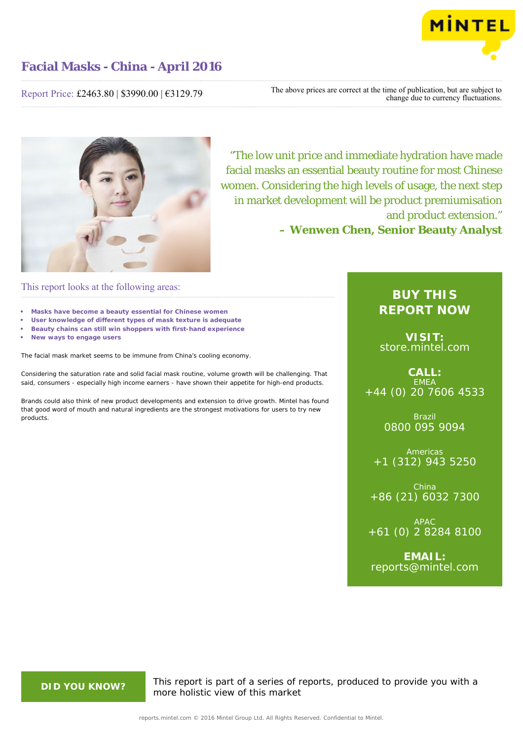# Facial Masks - China - April 2016

Report Price: £2463.80 | $3990.00 | €3129.79

The above prices are correct at the time of publication, but are subject to change due to currency fluctuations.

> "The low unit price and immediate hydration have made facial masks an essential beauty routine for most Chinese women. Considering the high levels of usage, the next step in market development will be product premiumisation and product extension."
>
> **– Wenwen Chen, Senior Beauty Analyst**

## This report looks at the following areas:

- **Masks have become a beauty essential for Chinese women**
- **User knowledge of different types of mask texture is adequate**
- **Beauty chains can still win shoppers with first-hand experience**
- **New ways to engage users**

The facial mask market seems to be immune from China's cooling economy.

Considering the saturation rate and solid facial mask routine, volume growth will be challenging. That said, consumers - especially high income earners - have shown their appetite for high-end products.

Brands could also think of new product developments and extension to drive growth. Mintel has found that good word of mouth and natural ingredients are the strongest motivations for users to try new products.

**BUY THIS REPORT NOW**

**VISIT:**
store.mintel.com

**CALL:**

EMEA
+44 (0) 20 7606 4533

Brazil
0800 095 9094

Americas
+1 (312) 943 5250

China
+86 (21) 6032 7300

APAC
+61 (0) 2 8284 8100

**EMAIL:**
reports@mintel.com

**DID YOU KNOW?**

This report is part of a series of reports, produced to provide you with a more holistic view of this market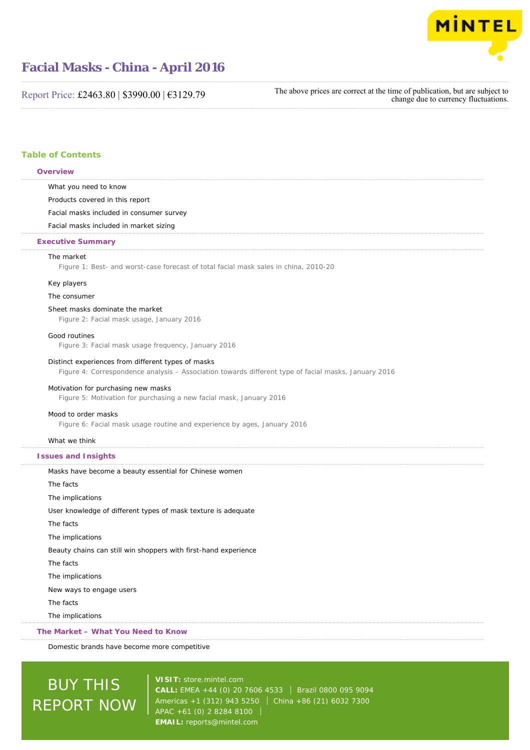# Facial Masks - China - April 2016

Report Price: £2463.80 | $3990.00 | €3129.79

The above prices are correct at the time of publication, but are subject to change due to currency fluctuations.

## Table of Contents

### Overview

What you need to know

Products covered in this report

Facial masks included in consumer survey

Facial masks included in market sizing

### Executive Summary

The market

Figure 1: Best- and worst-case forecast of total facial mask sales in china, 2010-20

Key players

The consumer

Sheet masks dominate the market

Figure 2: Facial mask usage, January 2016

Good routines

Figure 3: Facial mask usage frequency, January 2016

Distinct experiences from different types of masks

Figure 4: Correspondence analysis – Association towards different type of facial masks, January 2016

Motivation for purchasing new masks

Figure 5: Motivation for purchasing a new facial mask, January 2016

Mood to order masks

Figure 6: Facial mask usage routine and experience by ages, January 2016

What we think

### Issues and Insights

Masks have become a beauty essential for Chinese women

The facts

The implications

User knowledge of different types of mask texture is adequate

The facts

The implications

Beauty chains can still win shoppers with first-hand experience

The facts

The implications

New ways to engage users

The facts

The implications

### The Market – What You Need to Know

Domestic brands have become more competitive

BUY THIS REPORT NOW

**VISIT:** store.mintel.com
**CALL:** EMEA +44 (0) 20 7606 4533 | Brazil 0800 095 9094
Americas +1 (312) 943 5250 | China +86 (21) 6032 7300
APAC +61 (0) 2 8284 8100
**EMAIL:** reports@mintel.com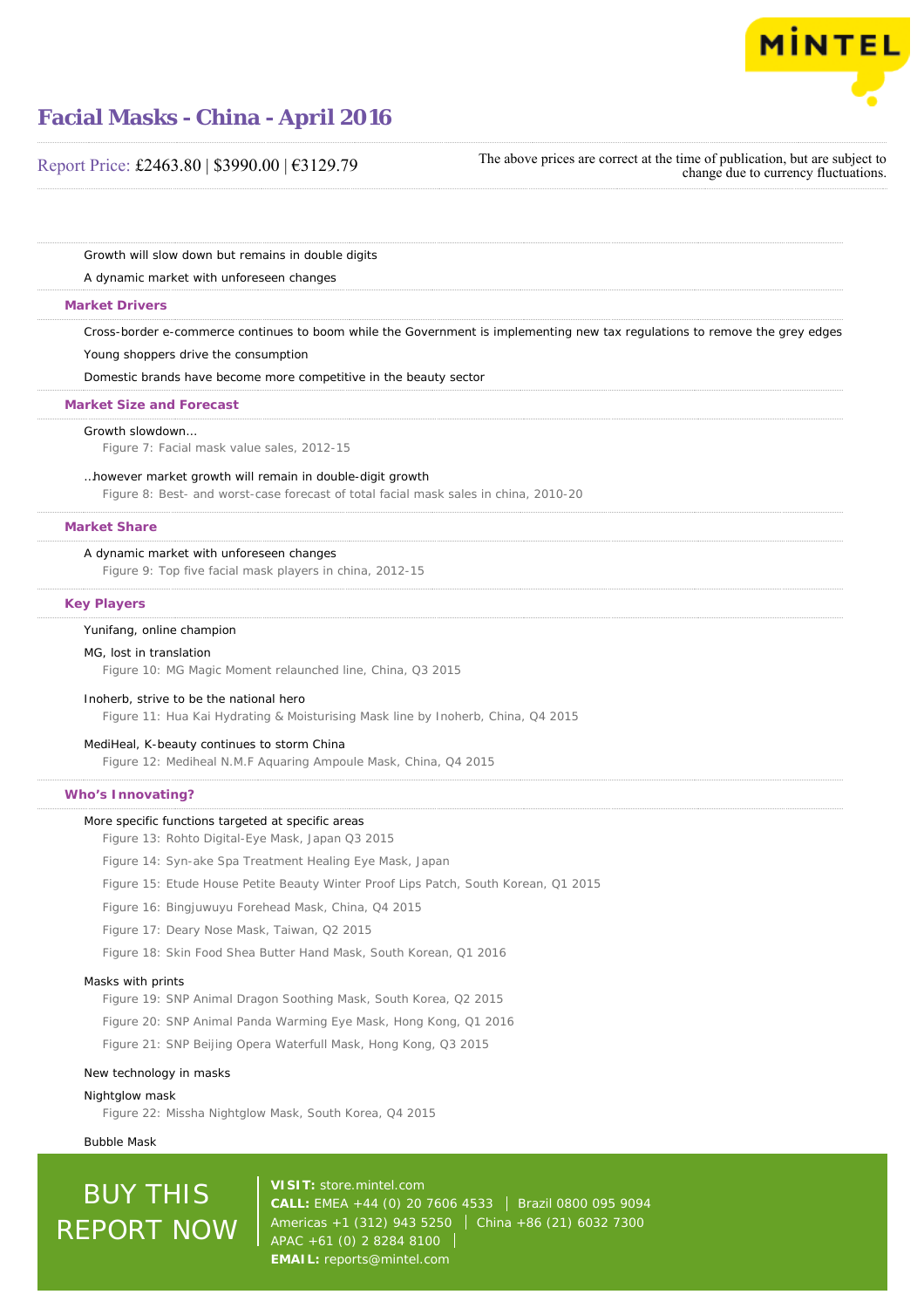Growth will slow down but remains in double digits

A dynamic market with unforeseen changes

## Market Drivers

Cross-border e-commerce continues to boom while the Government is implementing new tax regulations to remove the grey edges

Young shoppers drive the consumption

Domestic brands have become more competitive in the beauty sector

## Market Size and Forecast

Growth slowdown…

Figure 7: Facial mask value sales, 2012-15

…however market growth will remain in double-digit growth

Figure 8: Best- and worst-case forecast of total facial mask sales in china, 2010-20

## Market Share

A dynamic market with unforeseen changes

Figure 9: Top five facial mask players in china, 2012-15

## Key Players

Yunifang, online champion

MG, lost in translation

Figure 10: MG Magic Moment relaunched line, China, Q3 2015

Inoherb, strive to be the national hero

Figure 11: Hua Kai Hydrating & Moisturising Mask line by Inoherb, China, Q4 2015

MediHeal, K-beauty continues to storm China

Figure 12: Mediheal N.M.F Aquaring Ampoule Mask, China, Q4 2015

## Who's Innovating?

More specific functions targeted at specific areas

Figure 13: Rohto Digital-Eye Mask, Japan Q3 2015

Figure 14: Syn-ake Spa Treatment Healing Eye Mask, Japan

Figure 15: Etude House Petite Beauty Winter Proof Lips Patch, South Korean, Q1 2015

Figure 16: Bingjuwuyu Forehead Mask, China, Q4 2015

Figure 17: Deary Nose Mask, Taiwan, Q2 2015

Figure 18: Skin Food Shea Butter Hand Mask, South Korean, Q1 2016

Masks with prints

Figure 19: SNP Animal Dragon Soothing Mask, South Korea, Q2 2015

Figure 20: SNP Animal Panda Warming Eye Mask, Hong Kong, Q1 2016

Figure 21: SNP Beijing Opera Waterfull Mask, Hong Kong, Q3 2015

New technology in masks

Nightglow mask

Figure 22: Missha Nightglow Mask, South Korea, Q4 2015

Bubble Mask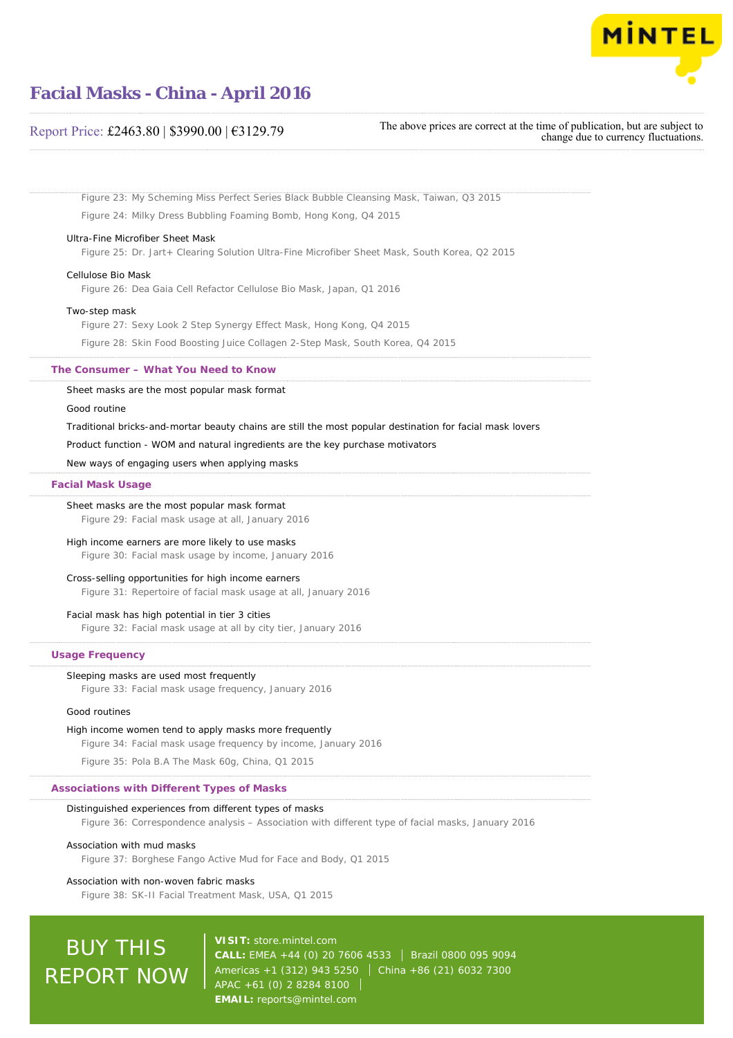Figure 23: My Scheming Miss Perfect Series Black Bubble Cleansing Mask, Taiwan, Q3 2015

Figure 24: Milky Dress Bubbling Foaming Bomb, Hong Kong, Q4 2015

Ultra-Fine Microfiber Sheet Mask

Figure 25: Dr. Jart+ Clearing Solution Ultra-Fine Microfiber Sheet Mask, South Korea, Q2 2015

Cellulose Bio Mask

Figure 26: Dea Gaia Cell Refactor Cellulose Bio Mask, Japan, Q1 2016

Two-step mask

Figure 27: Sexy Look 2 Step Synergy Effect Mask, Hong Kong, Q4 2015

Figure 28: Skin Food Boosting Juice Collagen 2-Step Mask, South Korea, Q4 2015

## The Consumer – What You Need to Know

Sheet masks are the most popular mask format

Good routine

Traditional bricks-and-mortar beauty chains are still the most popular destination for facial mask lovers

Product function - WOM and natural ingredients are the key purchase motivators

New ways of engaging users when applying masks

## Facial Mask Usage

Sheet masks are the most popular mask format

Figure 29: Facial mask usage at all, January 2016

High income earners are more likely to use masks

Figure 30: Facial mask usage by income, January 2016

Cross-selling opportunities for high income earners

Figure 31: Repertoire of facial mask usage at all, January 2016

Facial mask has high potential in tier 3 cities

Figure 32: Facial mask usage at all by city tier, January 2016

## Usage Frequency

Sleeping masks are used most frequently

Figure 33: Facial mask usage frequency, January 2016

Good routines

High income women tend to apply masks more frequently

Figure 34: Facial mask usage frequency by income, January 2016

Figure 35: Pola B.A The Mask 60g, China, Q1 2015

## Associations with Different Types of Masks

Distinguished experiences from different types of masks

Figure 36: Correspondence analysis – Association with different type of facial masks, January 2016

Association with mud masks

Figure 37: Borghese Fango Active Mud for Face and Body, Q1 2015

Association with non-woven fabric masks

Figure 38: SK-II Facial Treatment Mask, USA, Q1 2015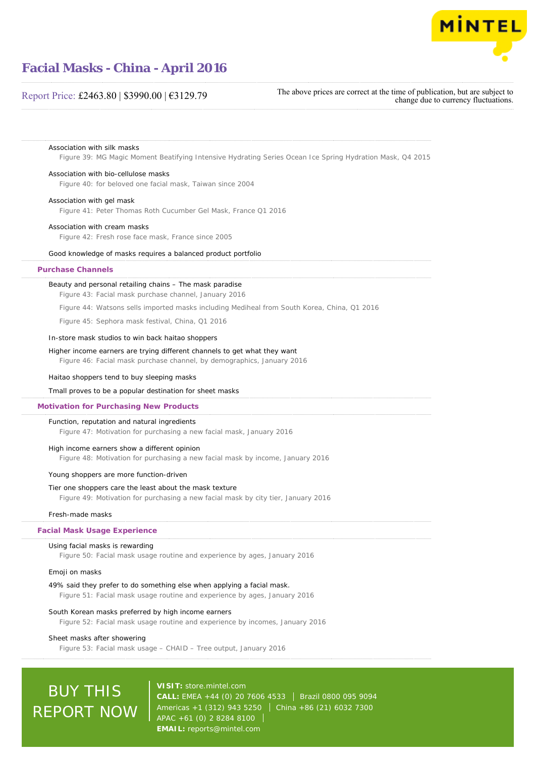Association with silk masks

Figure 39: MG Magic Moment Beatifying Intensive Hydrating Series Ocean Ice Spring Hydration Mask, Q4 2015

Association with bio-cellulose masks

Figure 40: for beloved one facial mask, Taiwan since 2004

Association with gel mask

Figure 41: Peter Thomas Roth Cucumber Gel Mask, France Q1 2016

Association with cream masks

Figure 42: Fresh rose face mask, France since 2005

Good knowledge of masks requires a balanced product portfolio

## Purchase Channels

Beauty and personal retailing chains – The mask paradise

Figure 43: Facial mask purchase channel, January 2016

Figure 44: Watsons sells imported masks including Mediheal from South Korea, China, Q1 2016

Figure 45: Sephora mask festival, China, Q1 2016

In-store mask studios to win back haitao shoppers

Higher income earners are trying different channels to get what they want

Figure 46: Facial mask purchase channel, by demographics, January 2016

Haitao shoppers tend to buy sleeping masks

Tmall proves to be a popular destination for sheet masks

## Motivation for Purchasing New Products

Function, reputation and natural ingredients

Figure 47: Motivation for purchasing a new facial mask, January 2016

High income earners show a different opinion

Figure 48: Motivation for purchasing a new facial mask by income, January 2016

Young shoppers are more function-driven

Tier one shoppers care the least about the mask texture

Figure 49: Motivation for purchasing a new facial mask by city tier, January 2016

Fresh-made masks

## Facial Mask Usage Experience

Using facial masks is rewarding

Figure 50: Facial mask usage routine and experience by ages, January 2016

Emoji on masks

49% said they prefer to do something else when applying a facial mask.

Figure 51: Facial mask usage routine and experience by ages, January 2016

South Korean masks preferred by high income earners

Figure 52: Facial mask usage routine and experience by incomes, January 2016

Sheet masks after showering

Figure 53: Facial mask usage – CHAID – Tree output, January 2016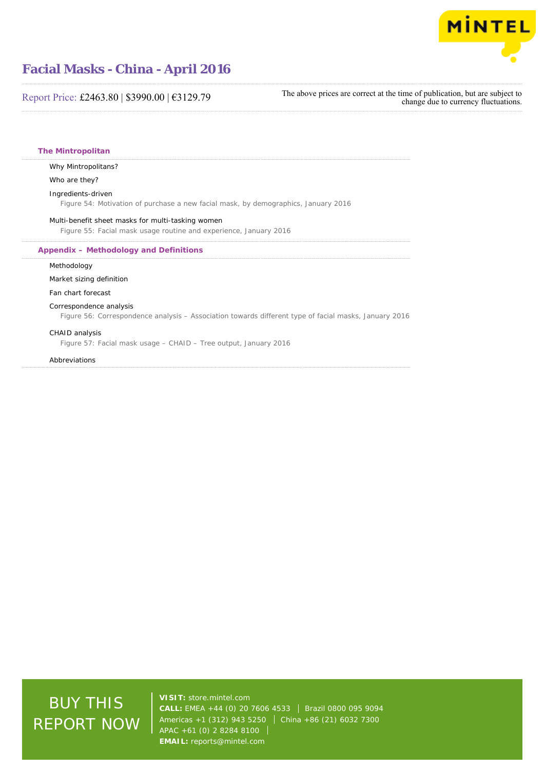# Facial Masks - China - April 2016

Report Price: £2463.80 | $3990.00 | €3129.79

The above prices are correct at the time of publication, but are subject to change due to currency fluctuations.

## The Mintropolitan

Why Mintropolitans?

Who are they?

Ingredients-driven

Figure 54: Motivation of purchase a new facial mask, by demographics, January 2016

Multi-benefit sheet masks for multi-tasking women

Figure 55: Facial mask usage routine and experience, January 2016

## Appendix – Methodology and Definitions

Methodology

Market sizing definition

Fan chart forecast

Correspondence analysis

Figure 56: Correspondence analysis – Association towards different type of facial masks, January 2016

CHAID analysis

Figure 57: Facial mask usage – CHAID – Tree output, January 2016

Abbreviations

BUY THIS REPORT NOW

**VISIT:** store.mintel.com

**CALL:** EMEA +44 (0) 20 7606 4533 | Brazil 0800 095 9094 | Americas +1 (312) 943 5250 | China +86 (21) 6032 7300 | APAC +61 (0) 2 8284 8100

**EMAIL:** reports@mintel.com